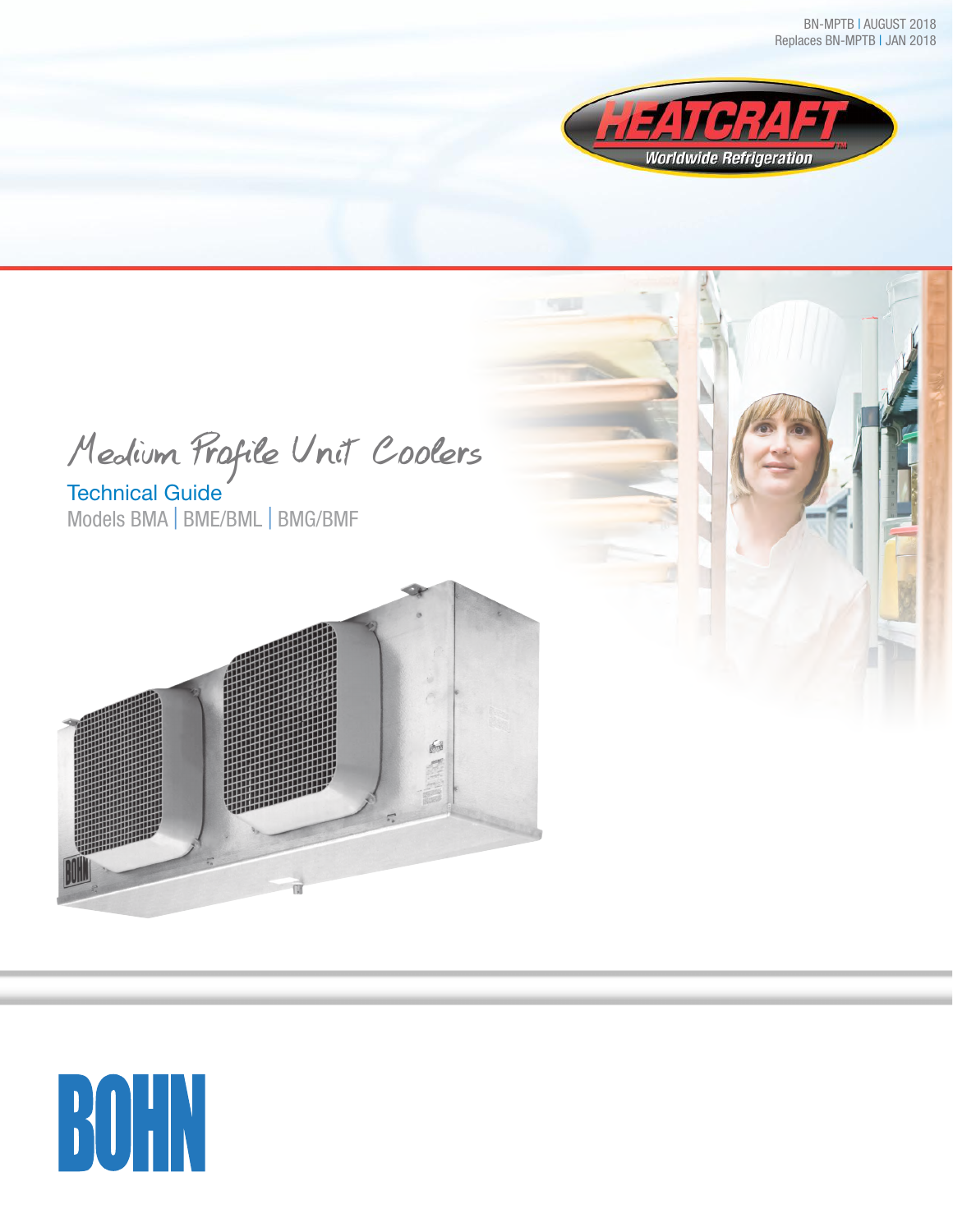BN-MPTB | AUGUST 2018
Replaces BN-MPTB | JAN 2018

HEATCRAFT
Worldwide Refrigeration

# Medium Profile Unit Coolers

## Technical Guide

Models BMA | BME/BML | BMG/BMF

BOHN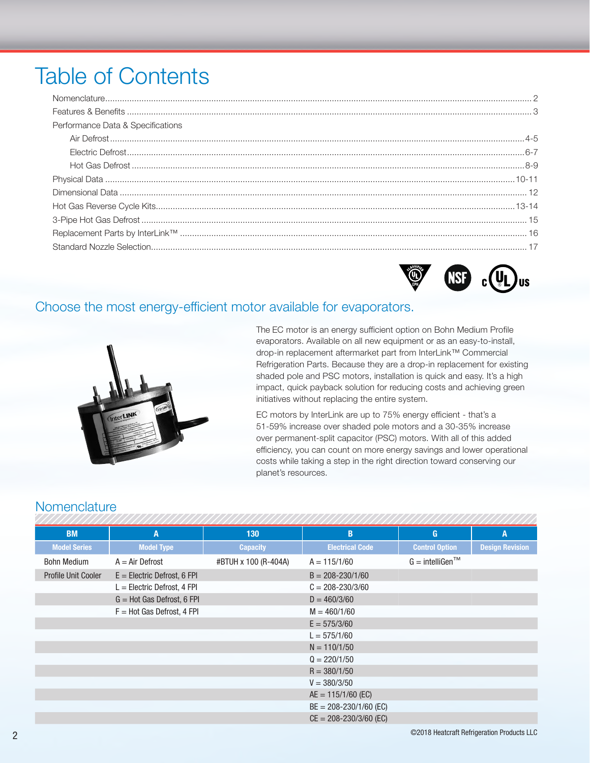# Table of Contents

- Nomenclature .......... 2
- Features & Benefits .......... 3
- Performance Data & Specifications
  - Air Defrost .......... 4-5
  - Electric Defrost .......... 6-7
  - Hot Gas Defrost .......... 8-9
- Physical Data .......... 10-11
- Dimensional Data .......... 12
- Hot Gas Reverse Cycle Kits .......... 13-14
- 3-Pipe Hot Gas Defrost .......... 15
- Replacement Parts by InterLink™ .......... 16
- Standard Nozzle Selection .......... 17

## Choose the most energy-efficient motor available for evaporators.

The EC motor is an energy sufficient option on Bohn Medium Profile evaporators. Available on all new equipment or as an easy-to-install, drop-in replacement aftermarket part from InterLink™ Commercial Refrigeration Parts. Because they are a drop-in replacement for existing shaded pole and PSC motors, installation is quick and easy. It's a high impact, quick payback solution for reducing costs and achieving green initiatives without replacing the entire system.

EC motors by InterLink are up to 75% energy efficient - that's a 51-59% increase over shaded pole motors and a 30-35% increase over permanent-split capacitor (PSC) motors. With all of this added efficiency, you can count on more energy savings and lower operational costs while taking a step in the right direction toward conserving our planet's resources.

## Nomenclature

| BM | A | 130 | B | G | A |
|---|---|---|---|---|---|
| **Model Series** | **Model Type** | **Capacity** | **Electrical Code** | **Control Option** | **Design Revision** |
| Bohn Medium | A = Air Defrost | #BTUH x 100 (R-404A) | A = 115/1/60 | G = intelliGen™ | |
| Profile Unit Cooler | E = Electric Defrost, 6 FPI | | B = 208-230/1/60 | | |
| | L = Electric Defrost, 4 FPI | | C = 208-230/3/60 | | |
| | G = Hot Gas Defrost, 6 FPI | | D = 460/3/60 | | |
| | F = Hot Gas Defrost, 4 FPI | | M = 460/1/60 | | |
| | | | E = 575/3/60 | | |
| | | | L = 575/1/60 | | |
| | | | N = 110/1/50 | | |
| | | | Q = 220/1/50 | | |
| | | | R = 380/1/50 | | |
| | | | V = 380/3/50 | | |
| | | | AE = 115/1/60 (EC) | | |
| | | | BE = 208-230/1/60 (EC) | | |
| | | | CE = 208-230/3/60 (EC) | | |

©2018 Heatcraft Refrigeration Products LLC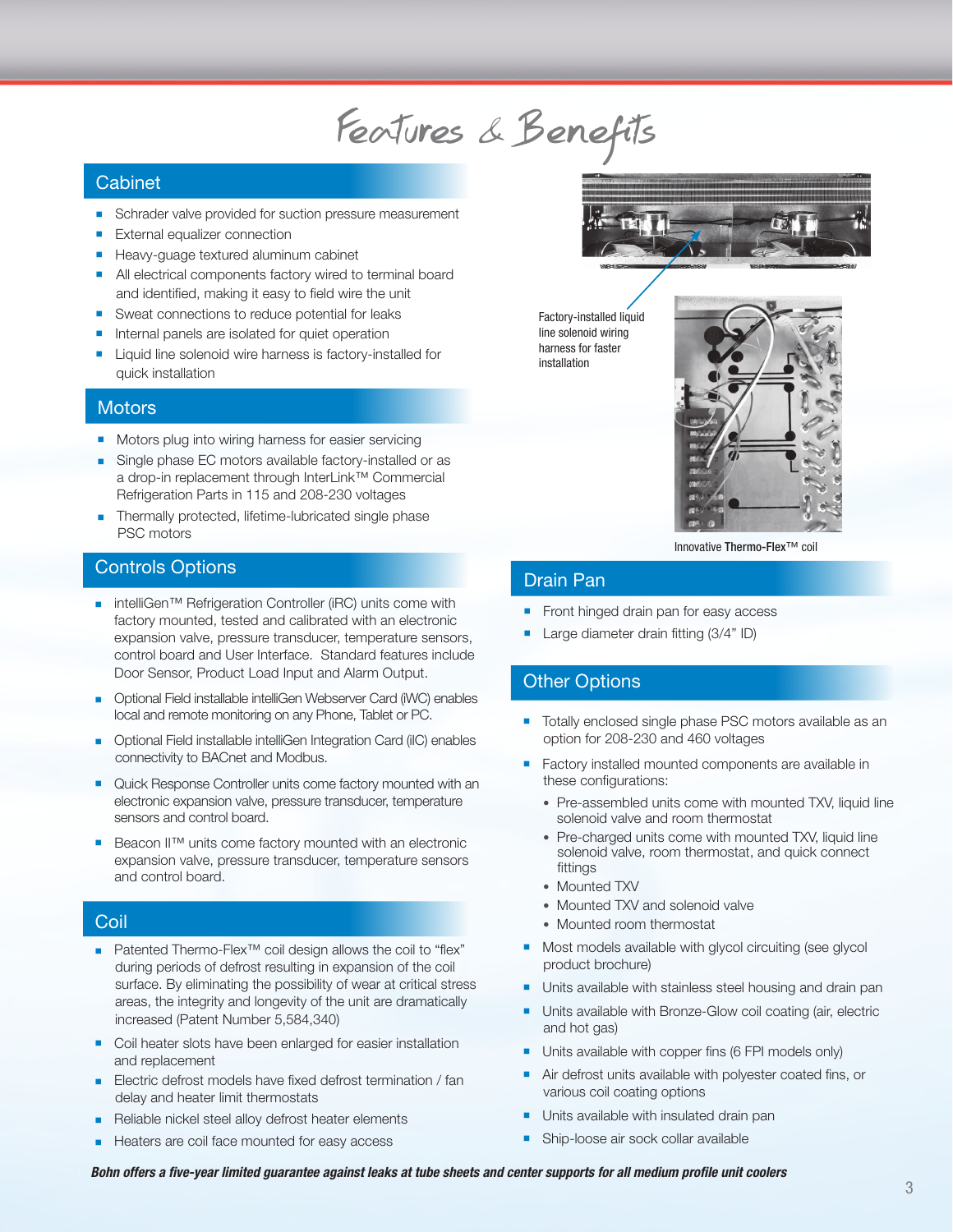# Features & Benefits

## Cabinet

- Schrader valve provided for suction pressure measurement
- External equalizer connection
- Heavy-guage textured aluminum cabinet
- All electrical components factory wired to terminal board and identified, making it easy to field wire the unit
- Sweat connections to reduce potential for leaks
- Internal panels are isolated for quiet operation
- Liquid line solenoid wire harness is factory-installed for quick installation

## Motors

- Motors plug into wiring harness for easier servicing
- Single phase EC motors available factory-installed or as a drop-in replacement through InterLink™ Commercial Refrigeration Parts in 115 and 208-230 voltages
- Thermally protected, lifetime-lubricated single phase PSC motors

## Controls Options

- intelliGen™ Refrigeration Controller (iRC) units come with factory mounted, tested and calibrated with an electronic expansion valve, pressure transducer, temperature sensors, control board and User Interface. Standard features include Door Sensor, Product Load Input and Alarm Output.
- Optional Field installable intelliGen Webserver Card (iWC) enables local and remote monitoring on any Phone, Tablet or PC.
- Optional Field installable intelliGen Integration Card (iIC) enables connectivity to BACnet and Modbus.
- Quick Response Controller units come factory mounted with an electronic expansion valve, pressure transducer, temperature sensors and control board.
- Beacon II™ units come factory mounted with an electronic expansion valve, pressure transducer, temperature sensors and control board.

## Coil

- Patented Thermo-Flex™ coil design allows the coil to "flex" during periods of defrost resulting in expansion of the coil surface. By eliminating the possibility of wear at critical stress areas, the integrity and longevity of the unit are dramatically increased (Patent Number 5,584,340)
- Coil heater slots have been enlarged for easier installation and replacement
- Electric defrost models have fixed defrost termination / fan delay and heater limit thermostats
- Reliable nickel steel alloy defrost heater elements
- Heaters are coil face mounted for easy access

Factory-installed liquid line solenoid wiring harness for faster installation

Innovative **Thermo-Flex**™ coil

## Drain Pan

- Front hinged drain pan for easy access
- Large diameter drain fitting (3/4" ID)

## Other Options

- Totally enclosed single phase PSC motors available as an option for 208-230 and 460 voltages
- Factory installed mounted components are available in these configurations:
  - Pre-assembled units come with mounted TXV, liquid line solenoid valve and room thermostat
  - Pre-charged units come with mounted TXV, liquid line solenoid valve, room thermostat, and quick connect fittings
  - Mounted TXV
  - Mounted TXV and solenoid valve
  - Mounted room thermostat
- Most models available with glycol circuiting (see glycol product brochure)
- Units available with stainless steel housing and drain pan
- Units available with Bronze-Glow coil coating (air, electric and hot gas)
- Units available with copper fins (6 FPI models only)
- Air defrost units available with polyester coated fins, or various coil coating options
- Units available with insulated drain pan
- Ship-loose air sock collar available

***Bohn offers a five-year limited guarantee against leaks at tube sheets and center supports for all medium profile unit coolers***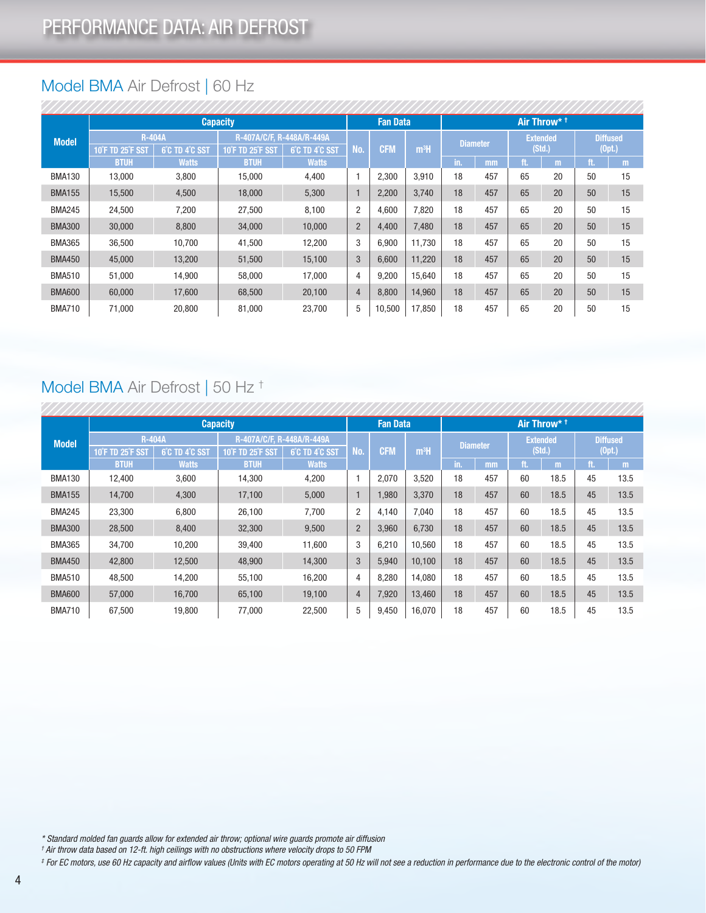# PERFORMANCE DATA: AIR DEFROST

## Model BMA Air Defrost | 60 Hz

| Model | Capacity | | | | Fan Data | | | Air Throw* † | | | | | |
|---|---|---|---|---|---|---|---|---|---|---|---|---|---|
| | R-404A | | R-407A/C/F, R-448A/R-449A | | No. | CFM | m³H | Diameter | | Extended (Std.) | | Diffused (Opt.) | |
| | 10°F TD 25°F SST | 6°C TD 4°C SST | 10°F TD 25°F SST | 6°C TD 4°C SST | | | | | | | | | |
| | BTUH | Watts | BTUH | Watts | | | | in. | mm | ft. | m | ft. | m |
| BMA130 | 13,000 | 3,800 | 15,000 | 4,400 | 1 | 2,300 | 3,910 | 18 | 457 | 65 | 20 | 50 | 15 |
| BMA155 | 15,500 | 4,500 | 18,000 | 5,300 | 1 | 2,200 | 3,740 | 18 | 457 | 65 | 20 | 50 | 15 |
| BMA245 | 24,500 | 7,200 | 27,500 | 8,100 | 2 | 4,600 | 7,820 | 18 | 457 | 65 | 20 | 50 | 15 |
| BMA300 | 30,000 | 8,800 | 34,000 | 10,000 | 2 | 4,400 | 7,480 | 18 | 457 | 65 | 20 | 50 | 15 |
| BMA365 | 36,500 | 10,700 | 41,500 | 12,200 | 3 | 6,900 | 11,730 | 18 | 457 | 65 | 20 | 50 | 15 |
| BMA450 | 45,000 | 13,200 | 51,500 | 15,100 | 3 | 6,600 | 11,220 | 18 | 457 | 65 | 20 | 50 | 15 |
| BMA510 | 51,000 | 14,900 | 58,000 | 17,000 | 4 | 9,200 | 15,640 | 18 | 457 | 65 | 20 | 50 | 15 |
| BMA600 | 60,000 | 17,600 | 68,500 | 20,100 | 4 | 8,800 | 14,960 | 18 | 457 | 65 | 20 | 50 | 15 |
| BMA710 | 71,000 | 20,800 | 81,000 | 23,700 | 5 | 10,500 | 17,850 | 18 | 457 | 65 | 20 | 50 | 15 |

## Model BMA Air Defrost | 50 Hz ‡

| Model | Capacity | | | | Fan Data | | | Air Throw* † | | | | | |
|---|---|---|---|---|---|---|---|---|---|---|---|---|---|
| | R-404A | | R-407A/C/F, R-448A/R-449A | | No. | CFM | m³H | Diameter | | Extended (Std.) | | Diffused (Opt.) | |
| | 10°F TD 25°F SST | 6°C TD 4°C SST | 10°F TD 25°F SST | 6°C TD 4°C SST | | | | | | | | | |
| | BTUH | Watts | BTUH | Watts | | | | in. | mm | ft. | m | ft. | m |
| BMA130 | 12,400 | 3,600 | 14,300 | 4,200 | 1 | 2,070 | 3,520 | 18 | 457 | 60 | 18.5 | 45 | 13.5 |
| BMA155 | 14,700 | 4,300 | 17,100 | 5,000 | 1 | 1,980 | 3,370 | 18 | 457 | 60 | 18.5 | 45 | 13.5 |
| BMA245 | 23,300 | 6,800 | 26,100 | 7,700 | 2 | 4,140 | 7,040 | 18 | 457 | 60 | 18.5 | 45 | 13.5 |
| BMA300 | 28,500 | 8,400 | 32,300 | 9,500 | 2 | 3,960 | 6,730 | 18 | 457 | 60 | 18.5 | 45 | 13.5 |
| BMA365 | 34,700 | 10,200 | 39,400 | 11,600 | 3 | 6,210 | 10,560 | 18 | 457 | 60 | 18.5 | 45 | 13.5 |
| BMA450 | 42,800 | 12,500 | 48,900 | 14,300 | 3 | 5,940 | 10,100 | 18 | 457 | 60 | 18.5 | 45 | 13.5 |
| BMA510 | 48,500 | 14,200 | 55,100 | 16,200 | 4 | 8,280 | 14,080 | 18 | 457 | 60 | 18.5 | 45 | 13.5 |
| BMA600 | 57,000 | 16,700 | 65,100 | 19,100 | 4 | 7,920 | 13,460 | 18 | 457 | 60 | 18.5 | 45 | 13.5 |
| BMA710 | 67,500 | 19,800 | 77,000 | 22,500 | 5 | 9,450 | 16,070 | 18 | 457 | 60 | 18.5 | 45 | 13.5 |

*\* Standard molded fan guards allow for extended air throw; optional wire guards promote air diffusion*

*† Air throw data based on 12-ft. high ceilings with no obstructions where velocity drops to 50 FPM*

*‡ For EC motors, use 60 Hz capacity and airflow values (Units with EC motors operating at 50 Hz will not see a reduction in performance due to the electronic control of the motor)*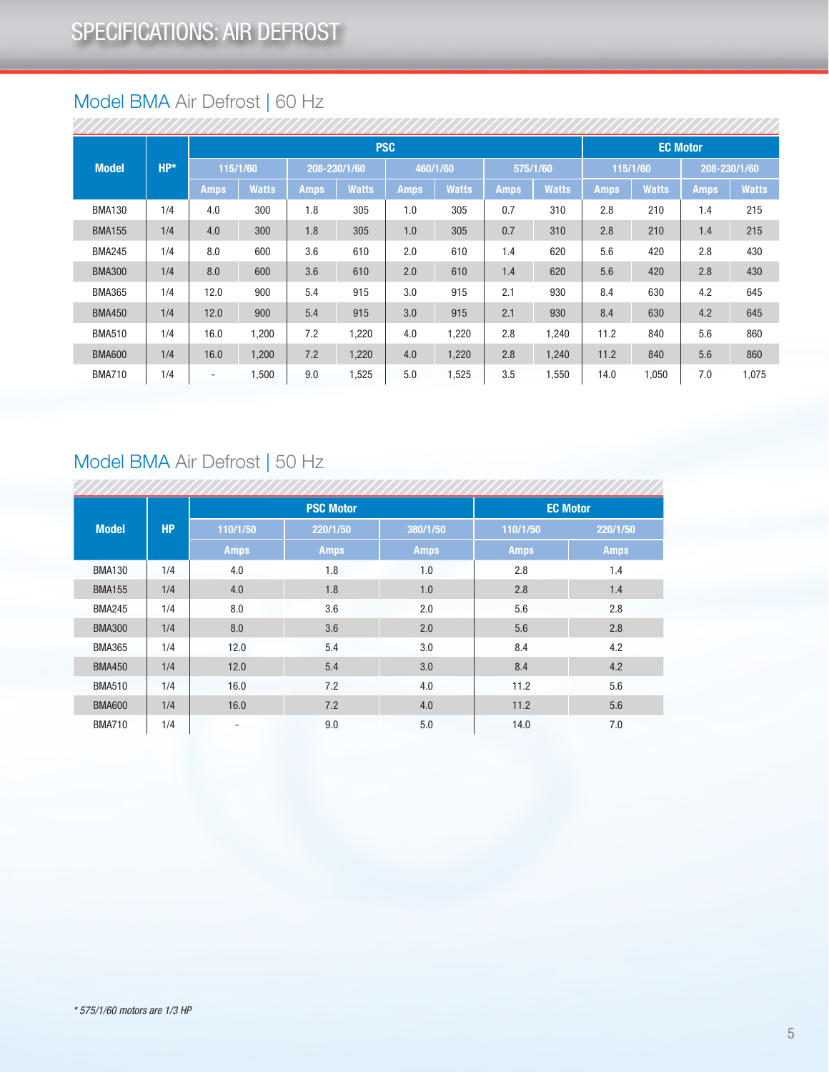# SPECIFICATIONS: AIR DEFROST

## Model BMA Air Defrost | 60 Hz

| Model | HP* | PSC | | | | | | | | EC Motor | | | |
|---|---|---|---|---|---|---|---|---|---|---|---|---|---|
| | | 115/1/60 | | 208-230/1/60 | | 460/1/60 | | 575/1/60 | | 115/1/60 | | 208-230/1/60 | |
| | | Amps | Watts | Amps | Watts | Amps | Watts | Amps | Watts | Amps | Watts | Amps | Watts |
| BMA130 | 1/4 | 4.0 | 300 | 1.8 | 305 | 1.0 | 305 | 0.7 | 310 | 2.8 | 210 | 1.4 | 215 |
| BMA155 | 1/4 | 4.0 | 300 | 1.8 | 305 | 1.0 | 305 | 0.7 | 310 | 2.8 | 210 | 1.4 | 215 |
| BMA245 | 1/4 | 8.0 | 600 | 3.6 | 610 | 2.0 | 610 | 1.4 | 620 | 5.6 | 420 | 2.8 | 430 |
| BMA300 | 1/4 | 8.0 | 600 | 3.6 | 610 | 2.0 | 610 | 1.4 | 620 | 5.6 | 420 | 2.8 | 430 |
| BMA365 | 1/4 | 12.0 | 900 | 5.4 | 915 | 3.0 | 915 | 2.1 | 930 | 8.4 | 630 | 4.2 | 645 |
| BMA450 | 1/4 | 12.0 | 900 | 5.4 | 915 | 3.0 | 915 | 2.1 | 930 | 8.4 | 630 | 4.2 | 645 |
| BMA510 | 1/4 | 16.0 | 1,200 | 7.2 | 1,220 | 4.0 | 1,220 | 2.8 | 1,240 | 11.2 | 840 | 5.6 | 860 |
| BMA600 | 1/4 | 16.0 | 1,200 | 7.2 | 1,220 | 4.0 | 1,220 | 2.8 | 1,240 | 11.2 | 840 | 5.6 | 860 |
| BMA710 | 1/4 | - | 1,500 | 9.0 | 1,525 | 5.0 | 1,525 | 3.5 | 1,550 | 14.0 | 1,050 | 7.0 | 1,075 |

## Model BMA Air Defrost | 50 Hz

| Model | HP | PSC Motor | | | EC Motor | |
|---|---|---|---|---|---|---|
| | | 110/1/50 | 220/1/50 | 380/1/50 | 110/1/50 | 220/1/50 |
| | | Amps | Amps | Amps | Amps | Amps |
| BMA130 | 1/4 | 4.0 | 1.8 | 1.0 | 2.8 | 1.4 |
| BMA155 | 1/4 | 4.0 | 1.8 | 1.0 | 2.8 | 1.4 |
| BMA245 | 1/4 | 8.0 | 3.6 | 2.0 | 5.6 | 2.8 |
| BMA300 | 1/4 | 8.0 | 3.6 | 2.0 | 5.6 | 2.8 |
| BMA365 | 1/4 | 12.0 | 5.4 | 3.0 | 8.4 | 4.2 |
| BMA450 | 1/4 | 12.0 | 5.4 | 3.0 | 8.4 | 4.2 |
| BMA510 | 1/4 | 16.0 | 7.2 | 4.0 | 11.2 | 5.6 |
| BMA600 | 1/4 | 16.0 | 7.2 | 4.0 | 11.2 | 5.6 |
| BMA710 | 1/4 | - | 9.0 | 5.0 | 14.0 | 7.0 |

*\* 575/1/60 motors are 1/3 HP*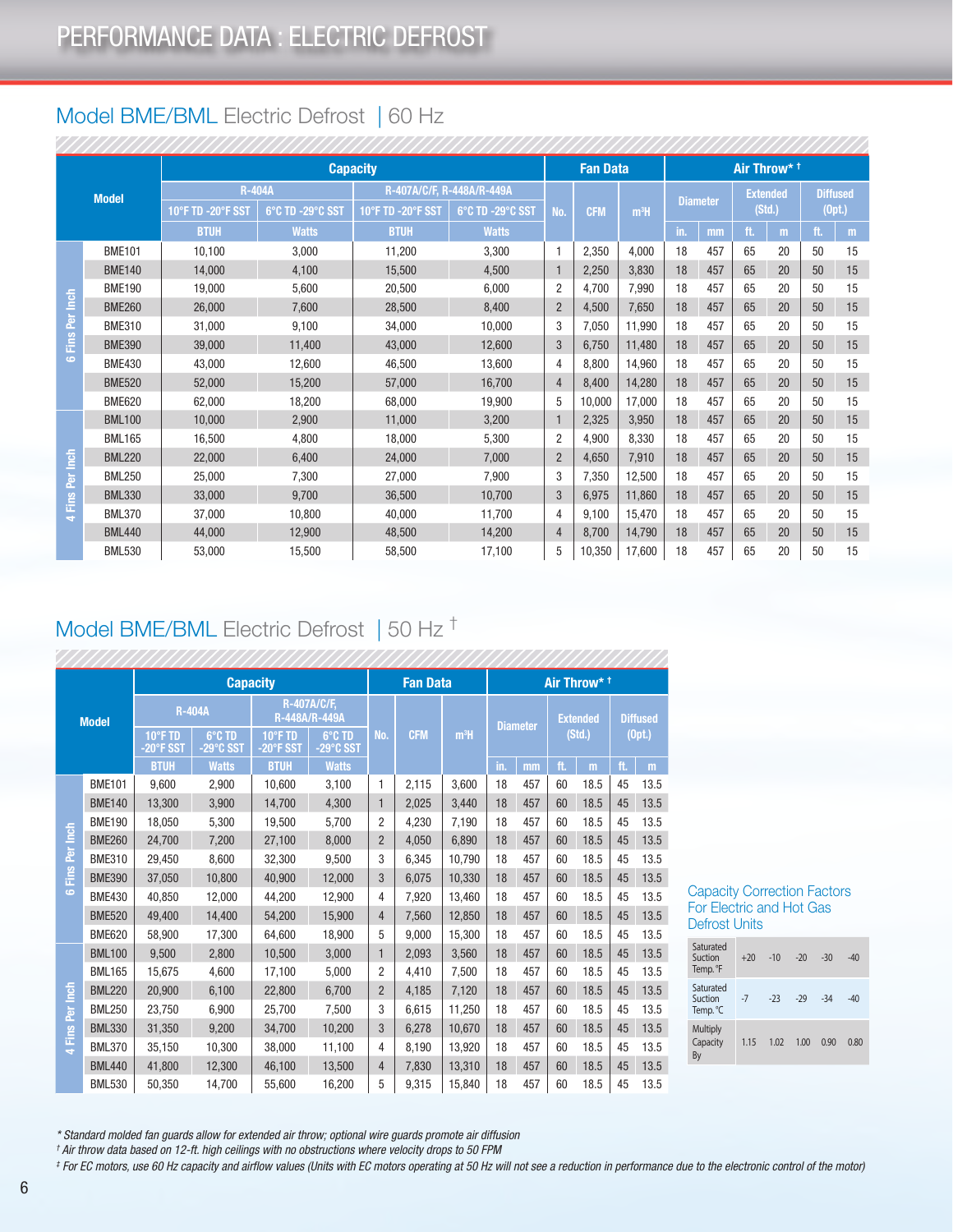# PERFORMANCE DATA : ELECTRIC DEFROST

## Model BME/BML Electric Defrost | 60 Hz

| | Model | Capacity | | | | Fan Data | | | Air Throw* † | | | | | |
|---|---|---|---|---|---|---|---|---|---|---|---|---|---|---|
| | | R-404A | | R-407A/C/F, R-448A/R-449A | | No. | CFM | m³H | Diameter | | Extended (Std.) | | Diffused (Opt.) | |
| | | 10°F TD -20°F SST | 6°C TD -29°C SST | 10°F TD -20°F SST | 6°C TD -29°C SST | | | | | | | | | |
| | | BTUH | Watts | BTUH | Watts | | | | in. | mm | ft. | m | ft. | m |
| 6 Fins Per Inch | BME101 | 10,100 | 3,000 | 11,200 | 3,300 | 1 | 2,350 | 4,000 | 18 | 457 | 65 | 20 | 50 | 15 |
| | BME140 | 14,000 | 4,100 | 15,500 | 4,500 | 1 | 2,250 | 3,830 | 18 | 457 | 65 | 20 | 50 | 15 |
| | BME190 | 19,000 | 5,600 | 20,500 | 6,000 | 2 | 4,700 | 7,990 | 18 | 457 | 65 | 20 | 50 | 15 |
| | BME260 | 26,000 | 7,600 | 28,500 | 8,400 | 2 | 4,500 | 7,650 | 18 | 457 | 65 | 20 | 50 | 15 |
| | BME310 | 31,000 | 9,100 | 34,000 | 10,000 | 3 | 7,050 | 11,990 | 18 | 457 | 65 | 20 | 50 | 15 |
| | BME390 | 39,000 | 11,400 | 43,000 | 12,600 | 3 | 6,750 | 11,480 | 18 | 457 | 65 | 20 | 50 | 15 |
| | BME430 | 43,000 | 12,600 | 46,500 | 13,600 | 4 | 8,800 | 14,960 | 18 | 457 | 65 | 20 | 50 | 15 |
| | BME520 | 52,000 | 15,200 | 57,000 | 16,700 | 4 | 8,400 | 14,280 | 18 | 457 | 65 | 20 | 50 | 15 |
| | BME620 | 62,000 | 18,200 | 68,000 | 19,900 | 5 | 10,000 | 17,000 | 18 | 457 | 65 | 20 | 50 | 15 |
| 4 Fins Per Inch | BML100 | 10,000 | 2,900 | 11,000 | 3,200 | 1 | 2,325 | 3,950 | 18 | 457 | 65 | 20 | 50 | 15 |
| | BML165 | 16,500 | 4,800 | 18,000 | 5,300 | 2 | 4,900 | 8,330 | 18 | 457 | 65 | 20 | 50 | 15 |
| | BML220 | 22,000 | 6,400 | 24,000 | 7,000 | 2 | 4,650 | 7,910 | 18 | 457 | 65 | 20 | 50 | 15 |
| | BML250 | 25,000 | 7,300 | 27,000 | 7,900 | 3 | 7,350 | 12,500 | 18 | 457 | 65 | 20 | 50 | 15 |
| | BML330 | 33,000 | 9,700 | 36,500 | 10,700 | 3 | 6,975 | 11,860 | 18 | 457 | 65 | 20 | 50 | 15 |
| | BML370 | 37,000 | 10,800 | 40,000 | 11,700 | 4 | 9,100 | 15,470 | 18 | 457 | 65 | 20 | 50 | 15 |
| | BML440 | 44,000 | 12,900 | 48,500 | 14,200 | 4 | 8,700 | 14,790 | 18 | 457 | 65 | 20 | 50 | 15 |
| | BML530 | 53,000 | 15,500 | 58,500 | 17,100 | 5 | 10,350 | 17,600 | 18 | 457 | 65 | 20 | 50 | 15 |

## Model BME/BML Electric Defrost | 50 Hz ‡

| | Model | Capacity | | | | Fan Data | | | Air Throw* † | | | | | |
|---|---|---|---|---|---|---|---|---|---|---|---|---|---|---|
| | | R-404A | | R-407A/C/F, R-448A/R-449A | | No. | CFM | m³H | Diameter | | Extended (Std.) | | Diffused (Opt.) | |
| | | 10°F TD -20°F SST | 6°C TD -29°C SST | 10°F TD -20°F SST | 6°C TD -29°C SST | | | | | | | | | |
| | | BTUH | Watts | BTUH | Watts | | | | in. | mm | ft. | m | ft. | m |
| 6 Fins Per Inch | BME101 | 9,600 | 2,900 | 10,600 | 3,100 | 1 | 2,115 | 3,600 | 18 | 457 | 60 | 18.5 | 45 | 13.5 |
| | BME140 | 13,300 | 3,900 | 14,700 | 4,300 | 1 | 2,025 | 3,440 | 18 | 457 | 60 | 18.5 | 45 | 13.5 |
| | BME190 | 18,050 | 5,300 | 19,500 | 5,700 | 2 | 4,230 | 7,190 | 18 | 457 | 60 | 18.5 | 45 | 13.5 |
| | BME260 | 24,700 | 7,200 | 27,100 | 8,000 | 2 | 4,050 | 6,890 | 18 | 457 | 60 | 18.5 | 45 | 13.5 |
| | BME310 | 29,450 | 8,600 | 32,300 | 9,500 | 3 | 6,345 | 10,790 | 18 | 457 | 60 | 18.5 | 45 | 13.5 |
| | BME390 | 37,050 | 10,800 | 40,900 | 12,000 | 3 | 6,075 | 10,330 | 18 | 457 | 60 | 18.5 | 45 | 13.5 |
| | BME430 | 40,850 | 12,000 | 44,200 | 12,900 | 4 | 7,920 | 13,460 | 18 | 457 | 60 | 18.5 | 45 | 13.5 |
| | BME520 | 49,400 | 14,400 | 54,200 | 15,900 | 4 | 7,560 | 12,850 | 18 | 457 | 60 | 18.5 | 45 | 13.5 |
| | BME620 | 58,900 | 17,300 | 64,600 | 18,900 | 5 | 9,000 | 15,300 | 18 | 457 | 60 | 18.5 | 45 | 13.5 |
| 4 Fins Per Inch | BML100 | 9,500 | 2,800 | 10,500 | 3,000 | 1 | 2,093 | 3,560 | 18 | 457 | 60 | 18.5 | 45 | 13.5 |
| | BML165 | 15,675 | 4,600 | 17,100 | 5,000 | 2 | 4,410 | 7,500 | 18 | 457 | 60 | 18.5 | 45 | 13.5 |
| | BML220 | 20,900 | 6,100 | 22,800 | 6,700 | 2 | 4,185 | 7,120 | 18 | 457 | 60 | 18.5 | 45 | 13.5 |
| | BML250 | 23,750 | 6,900 | 25,700 | 7,500 | 3 | 6,615 | 11,250 | 18 | 457 | 60 | 18.5 | 45 | 13.5 |
| | BML330 | 31,350 | 9,200 | 34,700 | 10,200 | 3 | 6,278 | 10,670 | 18 | 457 | 60 | 18.5 | 45 | 13.5 |
| | BML370 | 35,150 | 10,300 | 38,000 | 11,100 | 4 | 8,190 | 13,920 | 18 | 457 | 60 | 18.5 | 45 | 13.5 |
| | BML440 | 41,800 | 12,300 | 46,100 | 13,500 | 4 | 7,830 | 13,310 | 18 | 457 | 60 | 18.5 | 45 | 13.5 |
| | BML530 | 50,350 | 14,700 | 55,600 | 16,200 | 5 | 9,315 | 15,840 | 18 | 457 | 60 | 18.5 | 45 | 13.5 |

### Capacity Correction Factors For Electric and Hot Gas Defrost Units

| Saturated Suction Temp. °F | +20 | -10 | -20 | -30 | -40 |
|---|---|---|---|---|---|
| Saturated Suction Temp. °C | -7 | -23 | -29 | -34 | -40 |
| Multiply Capacity By | 1.15 | 1.02 | 1.00 | 0.90 | 0.80 |

*\* Standard molded fan guards allow for extended air throw; optional wire guards promote air diffusion*

*† Air throw data based on 12-ft. high ceilings with no obstructions where velocity drops to 50 FPM*

*‡ For EC motors, use 60 Hz capacity and airflow values (Units with EC motors operating at 50 Hz will not see a reduction in performance due to the electronic control of the motor)*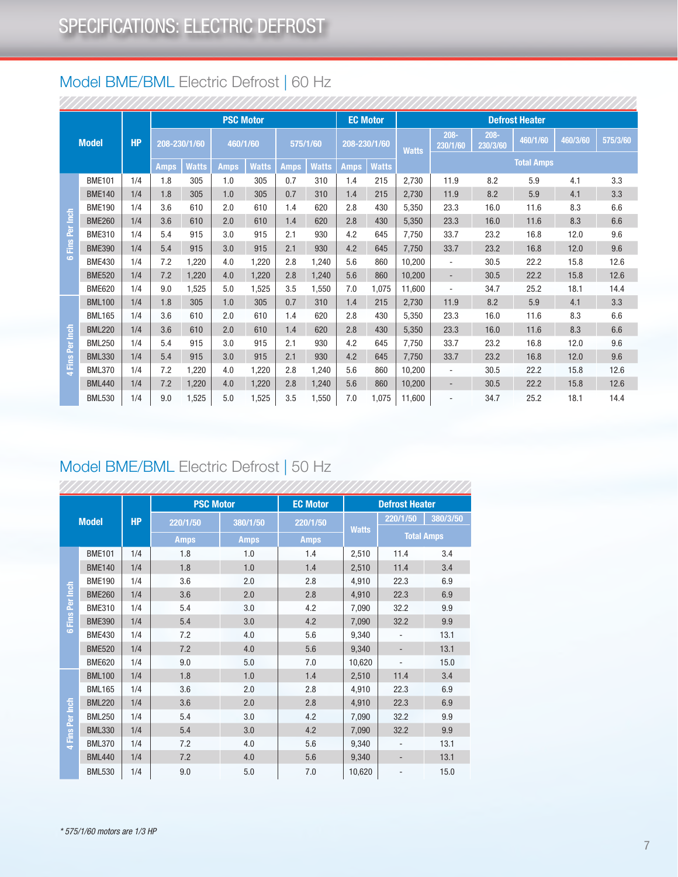# SPECIFICATIONS: ELECTRIC DEFROST

## Model BME/BML Electric Defrost | 60 Hz

| | Model | HP | PSC Motor | | | | | | EC Motor | | Defrost Heater | | | | | |
|---|---|---|---|---|---|---|---|---|---|---|---|---|---|---|---|---|
| | | | 208-230/1/60 | | 460/1/60 | | 575/1/60 | | 208-230/1/60 | | Watts | 208-230/1/60 | 208-230/3/60 | 460/1/60 | 460/3/60 | 575/3/60 |
| | | | Amps | Watts | Amps | Watts | Amps | Watts | Amps | Watts | | Total Amps | | | | |
| 6 Fins Per Inch | BME101 | 1/4 | 1.8 | 305 | 1.0 | 305 | 0.7 | 310 | 1.4 | 215 | 2,730 | 11.9 | 8.2 | 5.9 | 4.1 | 3.3 |
| | BME140 | 1/4 | 1.8 | 305 | 1.0 | 305 | 0.7 | 310 | 1.4 | 215 | 2,730 | 11.9 | 8.2 | 5.9 | 4.1 | 3.3 |
| | BME190 | 1/4 | 3.6 | 610 | 2.0 | 610 | 1.4 | 620 | 2.8 | 430 | 5,350 | 23.3 | 16.0 | 11.6 | 8.3 | 6.6 |
| | BME260 | 1/4 | 3.6 | 610 | 2.0 | 610 | 1.4 | 620 | 2.8 | 430 | 5,350 | 23.3 | 16.0 | 11.6 | 8.3 | 6.6 |
| | BME310 | 1/4 | 5.4 | 915 | 3.0 | 915 | 2.1 | 930 | 4.2 | 645 | 7,750 | 33.7 | 23.2 | 16.8 | 12.0 | 9.6 |
| | BME390 | 1/4 | 5.4 | 915 | 3.0 | 915 | 2.1 | 930 | 4.2 | 645 | 7,750 | 33.7 | 23.2 | 16.8 | 12.0 | 9.6 |
| | BME430 | 1/4 | 7.2 | 1,220 | 4.0 | 1,220 | 2.8 | 1,240 | 5.6 | 860 | 10,200 | - | 30.5 | 22.2 | 15.8 | 12.6 |
| | BME520 | 1/4 | 7.2 | 1,220 | 4.0 | 1,220 | 2.8 | 1,240 | 5.6 | 860 | 10,200 | - | 30.5 | 22.2 | 15.8 | 12.6 |
| | BME620 | 1/4 | 9.0 | 1,525 | 5.0 | 1,525 | 3.5 | 1,550 | 7.0 | 1,075 | 11,600 | - | 34.7 | 25.2 | 18.1 | 14.4 |
| 4 Fins Per Inch | BML100 | 1/4 | 1.8 | 305 | 1.0 | 305 | 0.7 | 310 | 1.4 | 215 | 2,730 | 11.9 | 8.2 | 5.9 | 4.1 | 3.3 |
| | BML165 | 1/4 | 3.6 | 610 | 2.0 | 610 | 1.4 | 620 | 2.8 | 430 | 5,350 | 23.3 | 16.0 | 11.6 | 8.3 | 6.6 |
| | BML220 | 1/4 | 3.6 | 610 | 2.0 | 610 | 1.4 | 620 | 2.8 | 430 | 5,350 | 23.3 | 16.0 | 11.6 | 8.3 | 6.6 |
| | BML250 | 1/4 | 5.4 | 915 | 3.0 | 915 | 2.1 | 930 | 4.2 | 645 | 7,750 | 33.7 | 23.2 | 16.8 | 12.0 | 9.6 |
| | BML330 | 1/4 | 5.4 | 915 | 3.0 | 915 | 2.1 | 930 | 4.2 | 645 | 7,750 | 33.7 | 23.2 | 16.8 | 12.0 | 9.6 |
| | BML370 | 1/4 | 7.2 | 1,220 | 4.0 | 1,220 | 2.8 | 1,240 | 5.6 | 860 | 10,200 | - | 30.5 | 22.2 | 15.8 | 12.6 |
| | BML440 | 1/4 | 7.2 | 1,220 | 4.0 | 1,220 | 2.8 | 1,240 | 5.6 | 860 | 10,200 | - | 30.5 | 22.2 | 15.8 | 12.6 |
| | BML530 | 1/4 | 9.0 | 1,525 | 5.0 | 1,525 | 3.5 | 1,550 | 7.0 | 1,075 | 11,600 | - | 34.7 | 25.2 | 18.1 | 14.4 |

## Model BME/BML Electric Defrost | 50 Hz

| | Model | HP | PSC Motor | | EC Motor | Defrost Heater | | |
|---|---|---|---|---|---|---|---|---|
| | | | 220/1/50 | 380/1/50 | 220/1/50 | Watts | 220/1/50 | 380/3/50 |
| | | | Amps | Amps | Amps | | Total Amps | |
| 6 Fins Per Inch | BME101 | 1/4 | 1.8 | 1.0 | 1.4 | 2,510 | 11.4 | 3.4 |
| | BME140 | 1/4 | 1.8 | 1.0 | 1.4 | 2,510 | 11.4 | 3.4 |
| | BME190 | 1/4 | 3.6 | 2.0 | 2.8 | 4,910 | 22.3 | 6.9 |
| | BME260 | 1/4 | 3.6 | 2.0 | 2.8 | 4,910 | 22.3 | 6.9 |
| | BME310 | 1/4 | 5.4 | 3.0 | 4.2 | 7,090 | 32.2 | 9.9 |
| | BME390 | 1/4 | 5.4 | 3.0 | 4.2 | 7,090 | 32.2 | 9.9 |
| | BME430 | 1/4 | 7.2 | 4.0 | 5.6 | 9,340 | - | 13.1 |
| | BME520 | 1/4 | 7.2 | 4.0 | 5.6 | 9,340 | - | 13.1 |
| | BME620 | 1/4 | 9.0 | 5.0 | 7.0 | 10,620 | - | 15.0 |
| 4 Fins Per Inch | BML100 | 1/4 | 1.8 | 1.0 | 1.4 | 2,510 | 11.4 | 3.4 |
| | BML165 | 1/4 | 3.6 | 2.0 | 2.8 | 4,910 | 22.3 | 6.9 |
| | BML220 | 1/4 | 3.6 | 2.0 | 2.8 | 4,910 | 22.3 | 6.9 |
| | BML250 | 1/4 | 5.4 | 3.0 | 4.2 | 7,090 | 32.2 | 9.9 |
| | BML330 | 1/4 | 5.4 | 3.0 | 4.2 | 7,090 | 32.2 | 9.9 |
| | BML370 | 1/4 | 7.2 | 4.0 | 5.6 | 9,340 | - | 13.1 |
| | BML440 | 1/4 | 7.2 | 4.0 | 5.6 | 9,340 | - | 13.1 |
| | BML530 | 1/4 | 9.0 | 5.0 | 7.0 | 10,620 | - | 15.0 |

*\* 575/1/60 motors are 1/3 HP*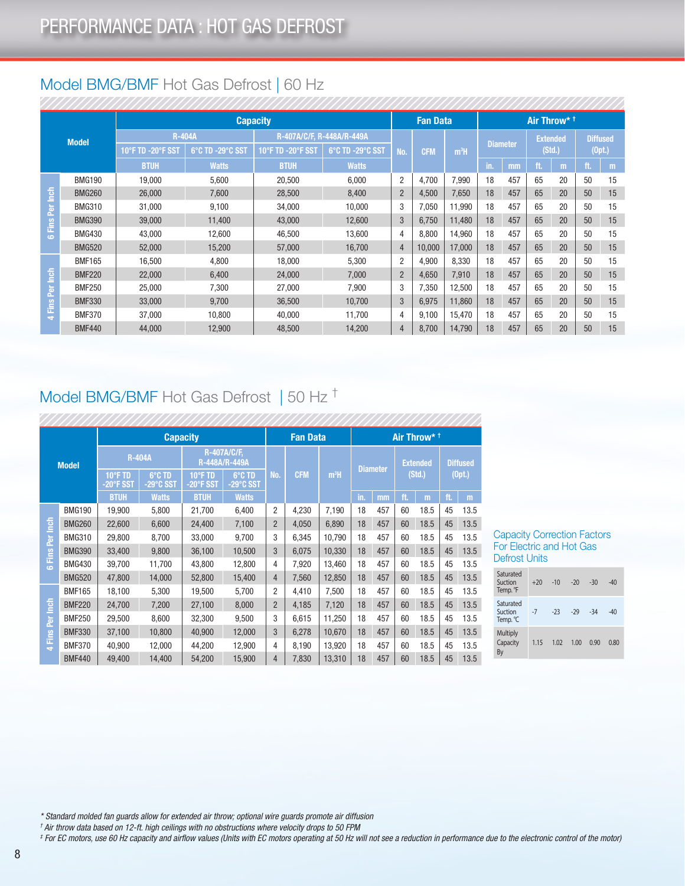# PERFORMANCE DATA : HOT GAS DEFROST

## Model BMG/BMF Hot Gas Defrost | 60 Hz

| | Model | Capacity | | | | Fan Data | | | Air Throw* † | | | | | |
|---|---|---|---|---|---|---|---|---|---|---|---|---|---|---|
| | | R-404A | | R-407A/C/F, R-448A/R-449A | | No. | CFM | m³H | Diameter | | Extended (Std.) | | Diffused (Opt.) | |
| | | 10°F TD -20°F SST | 6°C TD -29°C SST | 10°F TD -20°F SST | 6°C TD -29°C SST | | | | | | | | | |
| | | BTUH | Watts | BTUH | Watts | | | | in. | mm | ft. | m | ft. | m |
| 6 Fins Per Inch | BMG190 | 19,000 | 5,600 | 20,500 | 6,000 | 2 | 4,700 | 7,990 | 18 | 457 | 65 | 20 | 50 | 15 |
| | BMG260 | 26,000 | 7,600 | 28,500 | 8,400 | 2 | 4,500 | 7,650 | 18 | 457 | 65 | 20 | 50 | 15 |
| | BMG310 | 31,000 | 9,100 | 34,000 | 10,000 | 3 | 7,050 | 11,990 | 18 | 457 | 65 | 20 | 50 | 15 |
| | BMG390 | 39,000 | 11,400 | 43,000 | 12,600 | 3 | 6,750 | 11,480 | 18 | 457 | 65 | 20 | 50 | 15 |
| | BMG430 | 43,000 | 12,600 | 46,500 | 13,600 | 4 | 8,800 | 14,960 | 18 | 457 | 65 | 20 | 50 | 15 |
| | BMG520 | 52,000 | 15,200 | 57,000 | 16,700 | 4 | 10,000 | 17,000 | 18 | 457 | 65 | 20 | 50 | 15 |
| 4 Fins Per Inch | BMF165 | 16,500 | 4,800 | 18,000 | 5,300 | 2 | 4,900 | 8,330 | 18 | 457 | 65 | 20 | 50 | 15 |
| | BMF220 | 22,000 | 6,400 | 24,000 | 7,000 | 2 | 4,650 | 7,910 | 18 | 457 | 65 | 20 | 50 | 15 |
| | BMF250 | 25,000 | 7,300 | 27,000 | 7,900 | 3 | 7,350 | 12,500 | 18 | 457 | 65 | 20 | 50 | 15 |
| | BMF330 | 33,000 | 9,700 | 36,500 | 10,700 | 3 | 6,975 | 11,860 | 18 | 457 | 65 | 20 | 50 | 15 |
| | BMF370 | 37,000 | 10,800 | 40,000 | 11,700 | 4 | 9,100 | 15,470 | 18 | 457 | 65 | 20 | 50 | 15 |
| | BMF440 | 44,000 | 12,900 | 48,500 | 14,200 | 4 | 8,700 | 14,790 | 18 | 457 | 65 | 20 | 50 | 15 |

## Model BMG/BMF Hot Gas Defrost | 50 Hz ‡

| | Model | Capacity | | | | Fan Data | | | Air Throw* † | | | | | |
|---|---|---|---|---|---|---|---|---|---|---|---|---|---|---|
| | | R-404A | | R-407A/C/F, R-448A/R-449A | | No. | CFM | m³H | Diameter | | Extended (Std.) | | Diffused (Opt.) | |
| | | 10°F TD -20°F SST | 6°C TD -29°C SST | 10°F TD -20°F SST | 6°C TD -29°C SST | | | | | | | | | |
| | | BTUH | Watts | BTUH | Watts | | | | in. | mm | ft. | m | ft. | m |
| 6 Fins Per Inch | BMG190 | 19,900 | 5,800 | 21,700 | 6,400 | 2 | 4,230 | 7,190 | 18 | 457 | 60 | 18.5 | 45 | 13.5 |
| | BMG260 | 22,600 | 6,600 | 24,400 | 7,100 | 2 | 4,050 | 6,890 | 18 | 457 | 60 | 18.5 | 45 | 13.5 |
| | BMG310 | 29,800 | 8,700 | 33,000 | 9,700 | 3 | 6,345 | 10,790 | 18 | 457 | 60 | 18.5 | 45 | 13.5 |
| | BMG390 | 33,400 | 9,800 | 36,100 | 10,500 | 3 | 6,075 | 10,330 | 18 | 457 | 60 | 18.5 | 45 | 13.5 |
| | BMG430 | 39,700 | 11,700 | 43,800 | 12,800 | 4 | 7,920 | 13,460 | 18 | 457 | 60 | 18.5 | 45 | 13.5 |
| | BMG520 | 47,800 | 14,000 | 52,800 | 15,400 | 4 | 7,560 | 12,850 | 18 | 457 | 60 | 18.5 | 45 | 13.5 |
| 4 Fins Per Inch | BMF165 | 18,100 | 5,300 | 19,500 | 5,700 | 2 | 4,410 | 7,500 | 18 | 457 | 60 | 18.5 | 45 | 13.5 |
| | BMF220 | 24,700 | 7,200 | 27,100 | 8,000 | 2 | 4,185 | 7,120 | 18 | 457 | 60 | 18.5 | 45 | 13.5 |
| | BMF250 | 29,500 | 8,600 | 32,300 | 9,500 | 3 | 6,615 | 11,250 | 18 | 457 | 60 | 18.5 | 45 | 13.5 |
| | BMF330 | 37,100 | 10,800 | 40,900 | 12,000 | 3 | 6,278 | 10,670 | 18 | 457 | 60 | 18.5 | 45 | 13.5 |
| | BMF370 | 40,900 | 12,000 | 44,200 | 12,900 | 4 | 8,190 | 13,920 | 18 | 457 | 60 | 18.5 | 45 | 13.5 |
| | BMF440 | 49,400 | 14,400 | 54,200 | 15,900 | 4 | 7,830 | 13,310 | 18 | 457 | 60 | 18.5 | 45 | 13.5 |

### Capacity Correction Factors For Electric and Hot Gas Defrost Units

| Saturated Suction Temp. °F | +20 | -10 | -20 | -30 | -40 |
|---|---|---|---|---|---|
| Saturated Suction Temp. °C | -7 | -23 | -29 | -34 | -40 |
| Multiply Capacity By | 1.15 | 1.02 | 1.00 | 0.90 | 0.80 |

*\* Standard molded fan guards allow for extended air throw; optional wire guards promote air diffusion*

*† Air throw data based on 12-ft. high ceilings with no obstructions where velocity drops to 50 FPM*

*‡ For EC motors, use 60 Hz capacity and airflow values (Units with EC motors operating at 50 Hz will not see a reduction in performance due to the electronic control of the motor)*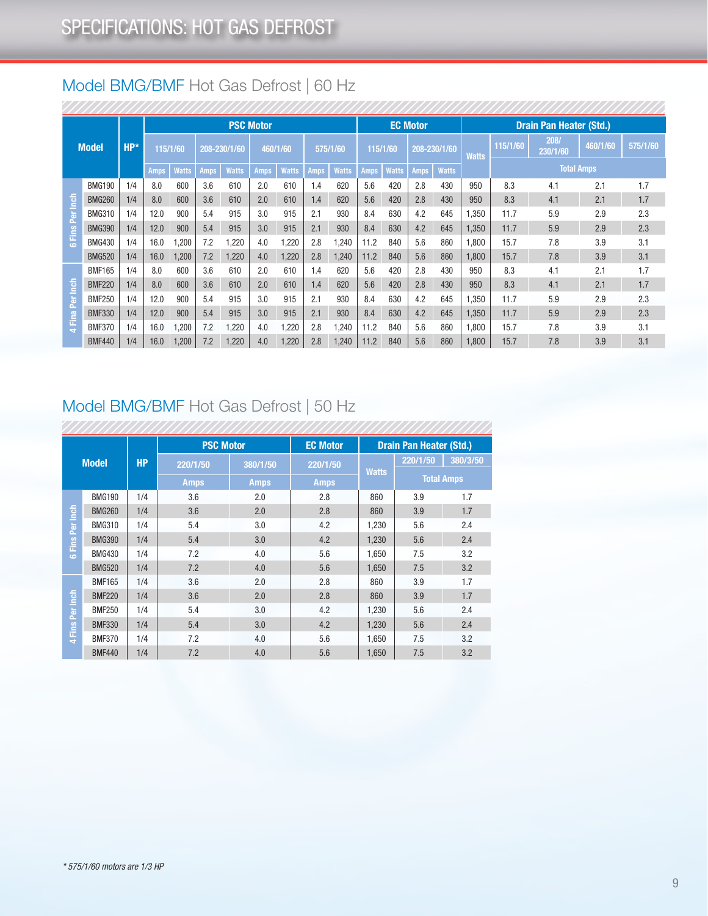# SPECIFICATIONS: HOT GAS DEFROST

## Model BMG/BMF Hot Gas Defrost | 60 Hz

| | Model | HP* | PSC Motor | | | | | | | | EC Motor | | | | Drain Pan Heater (Std.) | | | | |
|---|---|---|---|---|---|---|---|---|---|---|---|---|---|---|---|---|---|---|---|
| | | | 115/1/60 | | 208-230/1/60 | | 460/1/60 | | 575/1/60 | | 115/1/60 | | 208-230/1/60 | | Watts | 115/1/60 | 208/230/1/60 | 460/1/60 | 575/1/60 |
| | | | Amps | Watts | Amps | Watts | Amps | Watts | Amps | Watts | Amps | Watts | Amps | Watts | | Total Amps | | | |
| 6 Fins Per Inch | BMG190 | 1/4 | 8.0 | 600 | 3.6 | 610 | 2.0 | 610 | 1.4 | 620 | 5.6 | 420 | 2.8 | 430 | 950 | 8.3 | 4.1 | 2.1 | 1.7 |
| | BMG260 | 1/4 | 8.0 | 600 | 3.6 | 610 | 2.0 | 610 | 1.4 | 620 | 5.6 | 420 | 2.8 | 430 | 950 | 8.3 | 4.1 | 2.1 | 1.7 |
| | BMG310 | 1/4 | 12.0 | 900 | 5.4 | 915 | 3.0 | 915 | 2.1 | 930 | 8.4 | 630 | 4.2 | 645 | 1,350 | 11.7 | 5.9 | 2.9 | 2.3 |
| | BMG390 | 1/4 | 12.0 | 900 | 5.4 | 915 | 3.0 | 915 | 2.1 | 930 | 8.4 | 630 | 4.2 | 645 | 1,350 | 11.7 | 5.9 | 2.9 | 2.3 |
| | BMG430 | 1/4 | 16.0 | 1,200 | 7.2 | 1,220 | 4.0 | 1,220 | 2.8 | 1,240 | 11.2 | 840 | 5.6 | 860 | 1,800 | 15.7 | 7.8 | 3.9 | 3.1 |
| | BMG520 | 1/4 | 16.0 | 1,200 | 7.2 | 1,220 | 4.0 | 1,220 | 2.8 | 1,240 | 11.2 | 840 | 5.6 | 860 | 1,800 | 15.7 | 7.8 | 3.9 | 3.1 |
| 4 Fina Per Inch | BMF165 | 1/4 | 8.0 | 600 | 3.6 | 610 | 2.0 | 610 | 1.4 | 620 | 5.6 | 420 | 2.8 | 430 | 950 | 8.3 | 4.1 | 2.1 | 1.7 |
| | BMF220 | 1/4 | 8.0 | 600 | 3.6 | 610 | 2.0 | 610 | 1.4 | 620 | 5.6 | 420 | 2.8 | 430 | 950 | 8.3 | 4.1 | 2.1 | 1.7 |
| | BMF250 | 1/4 | 12.0 | 900 | 5.4 | 915 | 3.0 | 915 | 2.1 | 930 | 8.4 | 630 | 4.2 | 645 | 1,350 | 11.7 | 5.9 | 2.9 | 2.3 |
| | BMF330 | 1/4 | 12.0 | 900 | 5.4 | 915 | 3.0 | 915 | 2.1 | 930 | 8.4 | 630 | 4.2 | 645 | 1,350 | 11.7 | 5.9 | 2.9 | 2.3 |
| | BMF370 | 1/4 | 16.0 | 1,200 | 7.2 | 1,220 | 4.0 | 1,220 | 2.8 | 1,240 | 11.2 | 840 | 5.6 | 860 | 1,800 | 15.7 | 7.8 | 3.9 | 3.1 |
| | BMF440 | 1/4 | 16.0 | 1,200 | 7.2 | 1,220 | 4.0 | 1,220 | 2.8 | 1,240 | 11.2 | 840 | 5.6 | 860 | 1,800 | 15.7 | 7.8 | 3.9 | 3.1 |

## Model BMG/BMF Hot Gas Defrost | 50 Hz

| | Model | HP | PSC Motor | | EC Motor | Drain Pan Heater (Std.) | | |
|---|---|---|---|---|---|---|---|---|
| | | | 220/1/50 | 380/1/50 | 220/1/50 | Watts | 220/1/50 | 380/3/50 |
| | | | Amps | Amps | Amps | | Total Amps | |
| 6 Fins Per Inch | BMG190 | 1/4 | 3.6 | 2.0 | 2.8 | 860 | 3.9 | 1.7 |
| | BMG260 | 1/4 | 3.6 | 2.0 | 2.8 | 860 | 3.9 | 1.7 |
| | BMG310 | 1/4 | 5.4 | 3.0 | 4.2 | 1,230 | 5.6 | 2.4 |
| | BMG390 | 1/4 | 5.4 | 3.0 | 4.2 | 1,230 | 5.6 | 2.4 |
| | BMG430 | 1/4 | 7.2 | 4.0 | 5.6 | 1,650 | 7.5 | 3.2 |
| | BMG520 | 1/4 | 7.2 | 4.0 | 5.6 | 1,650 | 7.5 | 3.2 |
| 4 Fins Per Inch | BMF165 | 1/4 | 3.6 | 2.0 | 2.8 | 860 | 3.9 | 1.7 |
| | BMF220 | 1/4 | 3.6 | 2.0 | 2.8 | 860 | 3.9 | 1.7 |
| | BMF250 | 1/4 | 5.4 | 3.0 | 4.2 | 1,230 | 5.6 | 2.4 |
| | BMF330 | 1/4 | 5.4 | 3.0 | 4.2 | 1,230 | 5.6 | 2.4 |
| | BMF370 | 1/4 | 7.2 | 4.0 | 5.6 | 1,650 | 7.5 | 3.2 |
| | BMF440 | 1/4 | 7.2 | 4.0 | 5.6 | 1,650 | 7.5 | 3.2 |

*\* 575/1/60 motors are 1/3 HP*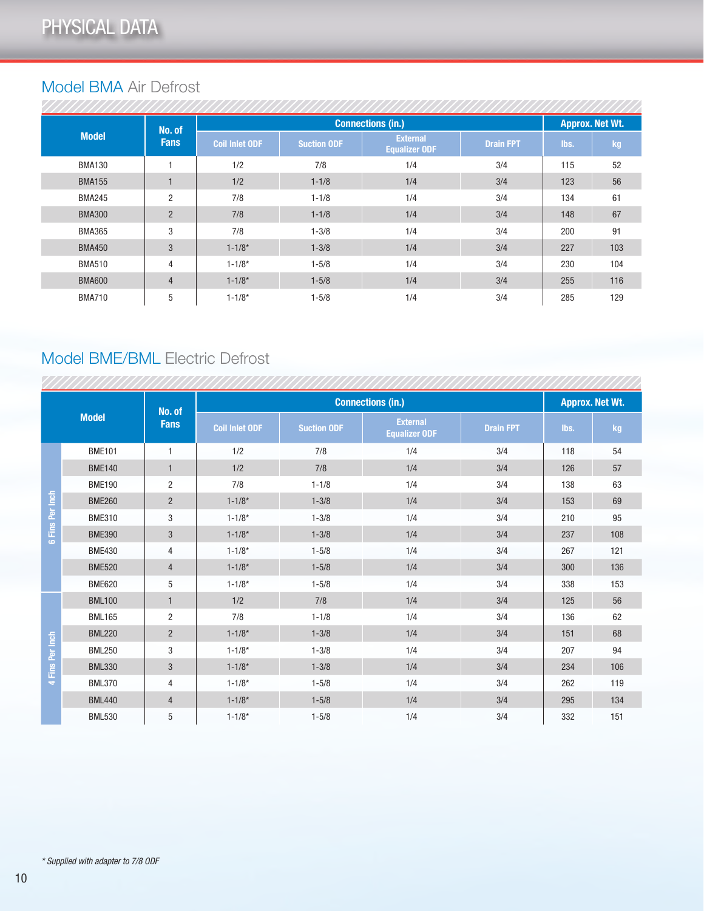# PHYSICAL DATA

## Model BMA Air Defrost

| Model | No. of Fans | Connections (in.) | | | | Approx. Net Wt. | |
|---|---|---|---|---|---|---|---|
| | | Coil Inlet ODF | Suction ODF | External Equalizer ODF | Drain FPT | lbs. | kg |
| BMA130 | 1 | 1/2 | 7/8 | 1/4 | 3/4 | 115 | 52 |
| BMA155 | 1 | 1/2 | 1-1/8 | 1/4 | 3/4 | 123 | 56 |
| BMA245 | 2 | 7/8 | 1-1/8 | 1/4 | 3/4 | 134 | 61 |
| BMA300 | 2 | 7/8 | 1-1/8 | 1/4 | 3/4 | 148 | 67 |
| BMA365 | 3 | 7/8 | 1-3/8 | 1/4 | 3/4 | 200 | 91 |
| BMA450 | 3 | 1-1/8* | 1-3/8 | 1/4 | 3/4 | 227 | 103 |
| BMA510 | 4 | 1-1/8* | 1-5/8 | 1/4 | 3/4 | 230 | 104 |
| BMA600 | 4 | 1-1/8* | 1-5/8 | 1/4 | 3/4 | 255 | 116 |
| BMA710 | 5 | 1-1/8* | 1-5/8 | 1/4 | 3/4 | 285 | 129 |

## Model BME/BML Electric Defrost

| | Model | No. of Fans | Connections (in.) | | | | Approx. Net Wt. | |
|---|---|---|---|---|---|---|---|---|
| | | | Coil Inlet ODF | Suction ODF | External Equalizer ODF | Drain FPT | lbs. | kg |
| 6 Fins Per Inch | BME101 | 1 | 1/2 | 7/8 | 1/4 | 3/4 | 118 | 54 |
| | BME140 | 1 | 1/2 | 7/8 | 1/4 | 3/4 | 126 | 57 |
| | BME190 | 2 | 7/8 | 1-1/8 | 1/4 | 3/4 | 138 | 63 |
| | BME260 | 2 | 1-1/8* | 1-3/8 | 1/4 | 3/4 | 153 | 69 |
| | BME310 | 3 | 1-1/8* | 1-3/8 | 1/4 | 3/4 | 210 | 95 |
| | BME390 | 3 | 1-1/8* | 1-3/8 | 1/4 | 3/4 | 237 | 108 |
| | BME430 | 4 | 1-1/8* | 1-5/8 | 1/4 | 3/4 | 267 | 121 |
| | BME520 | 4 | 1-1/8* | 1-5/8 | 1/4 | 3/4 | 300 | 136 |
| | BME620 | 5 | 1-1/8* | 1-5/8 | 1/4 | 3/4 | 338 | 153 |
| 4 Fins Per Inch | BML100 | 1 | 1/2 | 7/8 | 1/4 | 3/4 | 125 | 56 |
| | BML165 | 2 | 7/8 | 1-1/8 | 1/4 | 3/4 | 136 | 62 |
| | BML220 | 2 | 1-1/8* | 1-3/8 | 1/4 | 3/4 | 151 | 68 |
| | BML250 | 3 | 1-1/8* | 1-3/8 | 1/4 | 3/4 | 207 | 94 |
| | BML330 | 3 | 1-1/8* | 1-3/8 | 1/4 | 3/4 | 234 | 106 |
| | BML370 | 4 | 1-1/8* | 1-5/8 | 1/4 | 3/4 | 262 | 119 |
| | BML440 | 4 | 1-1/8* | 1-5/8 | 1/4 | 3/4 | 295 | 134 |
| | BML530 | 5 | 1-1/8* | 1-5/8 | 1/4 | 3/4 | 332 | 151 |

*\* Supplied with adapter to 7/8 ODF*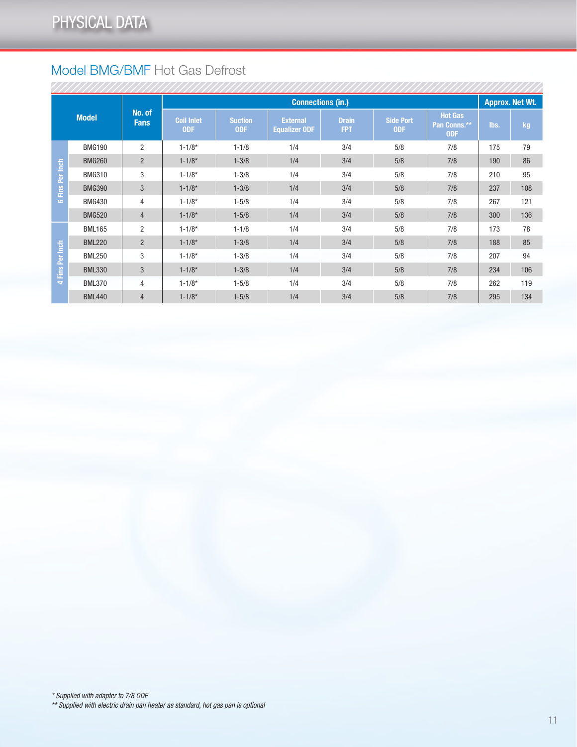# PHYSICAL DATA

## Model BMG/BMF Hot Gas Defrost

| | Model | No. of Fans | Connections (in.) | | | | | | Approx. Net Wt. | |
|---|---|---|---|---|---|---|---|---|---|---|
| | | | Coil Inlet ODF | Suction ODF | External Equalizer ODF | Drain FPT | Side Port ODF | Hot Gas Pan Conns.** ODF | lbs. | kg |
| 6 Fins Per Inch | BMG190 | 2 | 1-1/8* | 1-1/8 | 1/4 | 3/4 | 5/8 | 7/8 | 175 | 79 |
| | BMG260 | 2 | 1-1/8* | 1-3/8 | 1/4 | 3/4 | 5/8 | 7/8 | 190 | 86 |
| | BMG310 | 3 | 1-1/8* | 1-3/8 | 1/4 | 3/4 | 5/8 | 7/8 | 210 | 95 |
| | BMG390 | 3 | 1-1/8* | 1-3/8 | 1/4 | 3/4 | 5/8 | 7/8 | 237 | 108 |
| | BMG430 | 4 | 1-1/8* | 1-5/8 | 1/4 | 3/4 | 5/8 | 7/8 | 267 | 121 |
| | BMG520 | 4 | 1-1/8* | 1-5/8 | 1/4 | 3/4 | 5/8 | 7/8 | 300 | 136 |
| 4 Fins Per Inch | BML165 | 2 | 1-1/8* | 1-1/8 | 1/4 | 3/4 | 5/8 | 7/8 | 173 | 78 |
| | BML220 | 2 | 1-1/8* | 1-3/8 | 1/4 | 3/4 | 5/8 | 7/8 | 188 | 85 |
| | BML250 | 3 | 1-1/8* | 1-3/8 | 1/4 | 3/4 | 5/8 | 7/8 | 207 | 94 |
| | BML330 | 3 | 1-1/8* | 1-3/8 | 1/4 | 3/4 | 5/8 | 7/8 | 234 | 106 |
| | BML370 | 4 | 1-1/8* | 1-5/8 | 1/4 | 3/4 | 5/8 | 7/8 | 262 | 119 |
| | BML440 | 4 | 1-1/8* | 1-5/8 | 1/4 | 3/4 | 5/8 | 7/8 | 295 | 134 |

*\* Supplied with adapter to 7/8 ODF*

*\*\* Supplied with electric drain pan heater as standard, hot gas pan is optional*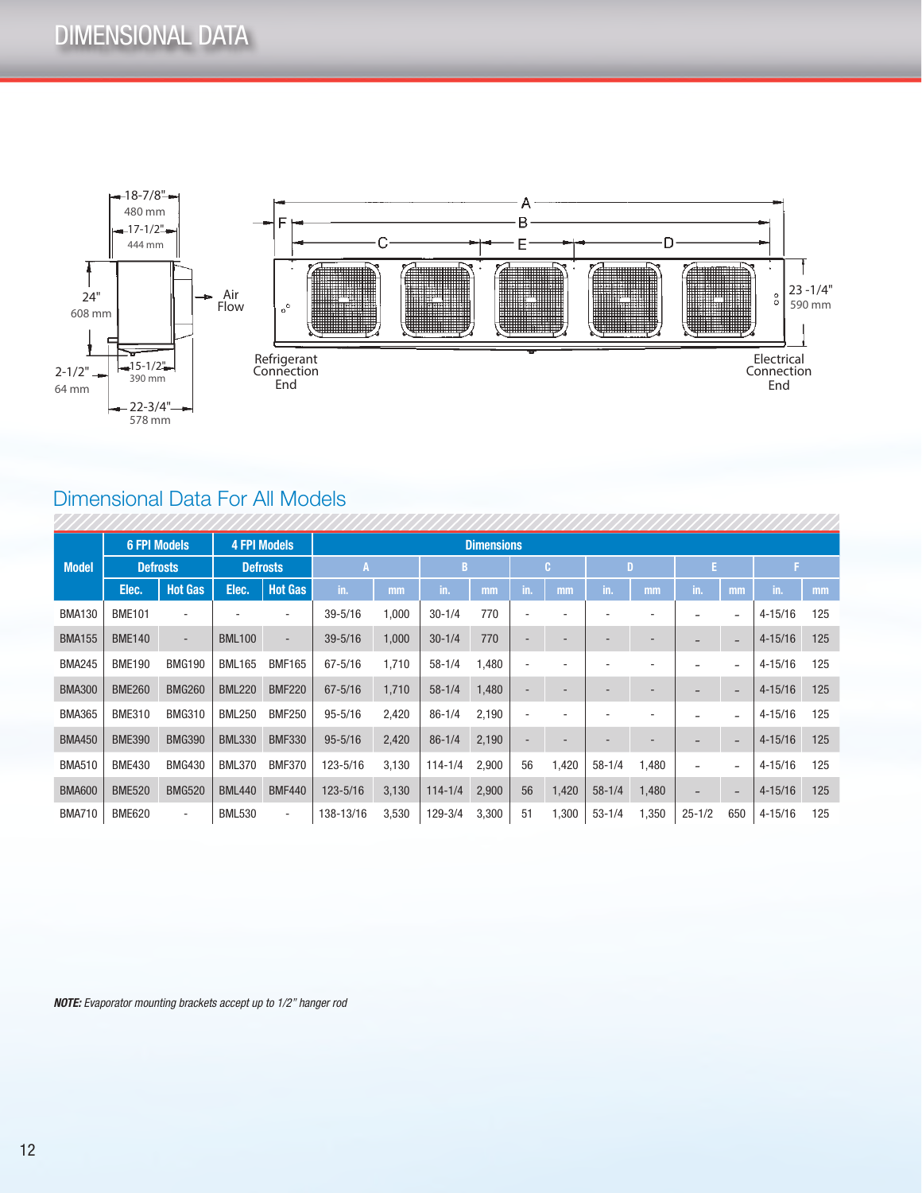# DIMENSIONAL DATA

18-7/8" 480 mm
17-1/2" 444 mm
24" 608 mm
Air Flow
2-1/2" 64 mm
15-1/2" 390 mm
22-3/4" 578 mm

A
F
B
C
E
D
23 -1/4" 590 mm
Refrigerant Connection End
Electrical Connection End

## Dimensional Data For All Models

| Model | 6 FPI Models | | 4 FPI Models | | Dimensions | | | | | | | | | | | |
|---|---|---|---|---|---|---|---|---|---|---|---|---|---|---|---|---|
| | Defrosts | | Defrosts | | A | | B | | C | | D | | E | | F | |
| | Elec. | Hot Gas | Elec. | Hot Gas | in. | mm | in. | mm | in. | mm | in. | mm | in. | mm | in. | mm |
| BMA130 | BME101 | - | - | - | 39-5/16 | 1,000 | 30-1/4 | 770 | - | - | - | - | – | – | 4-15/16 | 125 |
| BMA155 | BME140 | - | BML100 | - | 39-5/16 | 1,000 | 30-1/4 | 770 | - | - | - | - | – | – | 4-15/16 | 125 |
| BMA245 | BME190 | BMG190 | BML165 | BMF165 | 67-5/16 | 1,710 | 58-1/4 | 1,480 | - | - | - | - | – | – | 4-15/16 | 125 |
| BMA300 | BME260 | BMG260 | BML220 | BMF220 | 67-5/16 | 1,710 | 58-1/4 | 1,480 | - | - | - | - | – | – | 4-15/16 | 125 |
| BMA365 | BME310 | BMG310 | BML250 | BMF250 | 95-5/16 | 2,420 | 86-1/4 | 2,190 | - | - | - | - | – | – | 4-15/16 | 125 |
| BMA450 | BME390 | BMG390 | BML330 | BMF330 | 95-5/16 | 2,420 | 86-1/4 | 2,190 | - | - | - | - | – | – | 4-15/16 | 125 |
| BMA510 | BME430 | BMG430 | BML370 | BMF370 | 123-5/16 | 3,130 | 114-1/4 | 2,900 | 56 | 1,420 | 58-1/4 | 1,480 | – | – | 4-15/16 | 125 |
| BMA600 | BME520 | BMG520 | BML440 | BMF440 | 123-5/16 | 3,130 | 114-1/4 | 2,900 | 56 | 1,420 | 58-1/4 | 1,480 | – | – | 4-15/16 | 125 |
| BMA710 | BME620 | - | BML530 | - | 138-13/16 | 3,530 | 129-3/4 | 3,300 | 51 | 1,300 | 53-1/4 | 1,350 | 25-1/2 | 650 | 4-15/16 | 125 |

***NOTE:*** *Evaporator mounting brackets accept up to 1/2" hanger rod*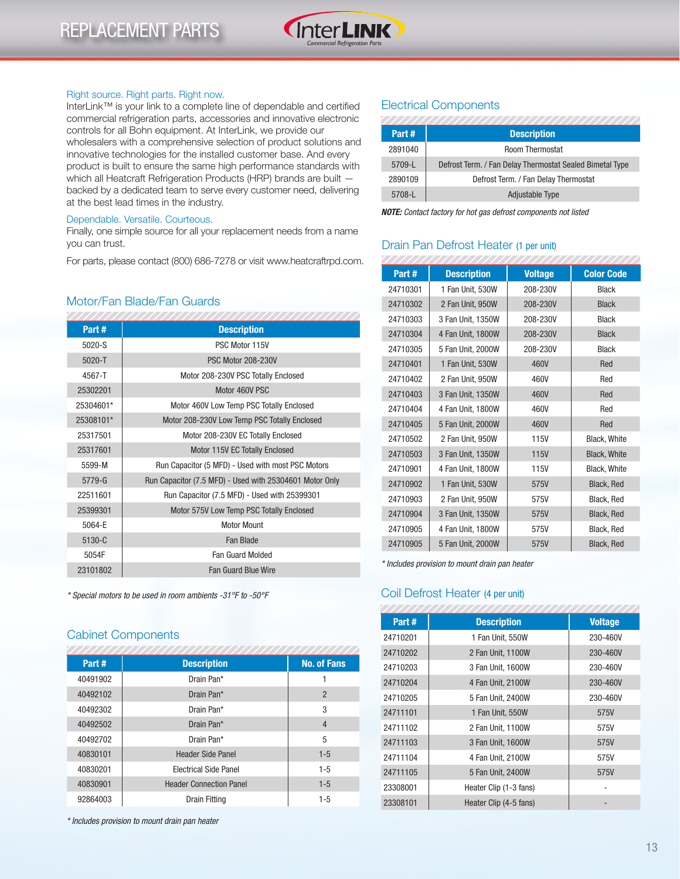# REPLACEMENT PARTS

Right source. Right parts. Right now.

InterLink™ is your link to a complete line of dependable and certified commercial refrigeration parts, accessories and innovative electronic controls for all Bohn equipment. At InterLink, we provide our wholesalers with a comprehensive selection of product solutions and innovative technologies for the installed customer base. And every product is built to ensure the same high performance standards with which all Heatcraft Refrigeration Products (HRP) brands are built — backed by a dedicated team to serve every customer need, delivering at the best lead times in the industry.

Dependable. Versatile. Courteous.

Finally, one simple source for all your replacement needs from a name you can trust.

For parts, please contact (800) 686-7278 or visit www.heatcraftrpd.com.

## Motor/Fan Blade/Fan Guards

| Part # | Description |
|---|---|
| 5020-S | PSC Motor 115V |
| 5020-T | PSC Motor 208-230V |
| 4567-T | Motor 208-230V PSC Totally Enclosed |
| 25302201 | Motor 460V PSC |
| 25304601* | Motor 460V Low Temp PSC Totally Enclosed |
| 25308101* | Motor 208-230V Low Temp PSC Totally Enclosed |
| 25317501 | Motor 208-230V EC Totally Enclosed |
| 25317601 | Motor 115V EC Totally Enclosed |
| 5599-M | Run Capacitor (5 MFD) - Used with most PSC Motors |
| 5779-G | Run Capacitor (7.5 MFD) - Used with 25304601 Motor Only |
| 22511601 | Run Capacitor (7.5 MFD) - Used with 25399301 |
| 25399301 | Motor 575V Low Temp PSC Totally Enclosed |
| 5064-E | Motor Mount |
| 5130-C | Fan Blade |
| 5054F | Fan Guard Molded |
| 23101802 | Fan Guard Blue Wire |

*\* Special motors to be used in room ambients -31°F to -50°F*

## Cabinet Components

| Part # | Description | No. of Fans |
|---|---|---|
| 40491902 | Drain Pan* | 1 |
| 40492102 | Drain Pan* | 2 |
| 40492302 | Drain Pan* | 3 |
| 40492502 | Drain Pan* | 4 |
| 40492702 | Drain Pan* | 5 |
| 40830101 | Header Side Panel | 1-5 |
| 40830201 | Electrical Side Panel | 1-5 |
| 40830901 | Header Connection Panel | 1-5 |
| 92864003 | Drain Fitting | 1-5 |

*\* Includes provision to mount drain pan heater*

## Electrical Components

| Part # | Description |
|---|---|
| 2891040 | Room Thermostat |
| 5709-L | Defrost Term. / Fan Delay Thermostat Sealed Bimetal Type |
| 2890109 | Defrost Term. / Fan Delay Thermostat |
| 5708-L | Adjustable Type |

***NOTE:** Contact factory for hot gas defrost components not listed*

## Drain Pan Defrost Heater (1 per unit)

| Part # | Description | Voltage | Color Code |
|---|---|---|---|
| 24710301 | 1 Fan Unit, 530W | 208-230V | Black |
| 24710302 | 2 Fan Unit, 950W | 208-230V | Black |
| 24710303 | 3 Fan Unit, 1350W | 208-230V | Black |
| 24710304 | 4 Fan Unit, 1800W | 208-230V | Black |
| 24710305 | 5 Fan Unit, 2000W | 208-230V | Black |
| 24710401 | 1 Fan Unit, 530W | 460V | Red |
| 24710402 | 2 Fan Unit, 950W | 460V | Red |
| 24710403 | 3 Fan Unit, 1350W | 460V | Red |
| 24710404 | 4 Fan Unit, 1800W | 460V | Red |
| 24710405 | 5 Fan Unit, 2000W | 460V | Red |
| 24710502 | 2 Fan Unit, 950W | 115V | Black, White |
| 24710503 | 3 Fan Unit, 1350W | 115V | Black, White |
| 24710901 | 4 Fan Unit, 1800W | 115V | Black, White |
| 24710902 | 1 Fan Unit, 530W | 575V | Black, Red |
| 24710903 | 2 Fan Unit, 950W | 575V | Black, Red |
| 24710904 | 3 Fan Unit, 1350W | 575V | Black, Red |
| 24710905 | 4 Fan Unit, 1800W | 575V | Black, Red |
| 24710905 | 5 Fan Unit, 2000W | 575V | Black, Red |

*\* Includes provision to mount drain pan heater*

## Coil Defrost Heater (4 per unit)

| Part # | Description | Voltage |
|---|---|---|
| 24710201 | 1 Fan Unit, 550W | 230-460V |
| 24710202 | 2 Fan Unit, 1100W | 230-460V |
| 24710203 | 3 Fan Unit, 1600W | 230-460V |
| 24710204 | 4 Fan Unit, 2100W | 230-460V |
| 24710205 | 5 Fan Unit, 2400W | 230-460V |
| 24711101 | 1 Fan Unit, 550W | 575V |
| 24711102 | 2 Fan Unit, 1100W | 575V |
| 24711103 | 3 Fan Unit, 1600W | 575V |
| 24711104 | 4 Fan Unit, 2100W | 575V |
| 24711105 | 5 Fan Unit, 2400W | 575V |
| 23308001 | Heater Clip (1-3 fans) | - |
| 23308101 | Heater Clip (4-5 fans) | - |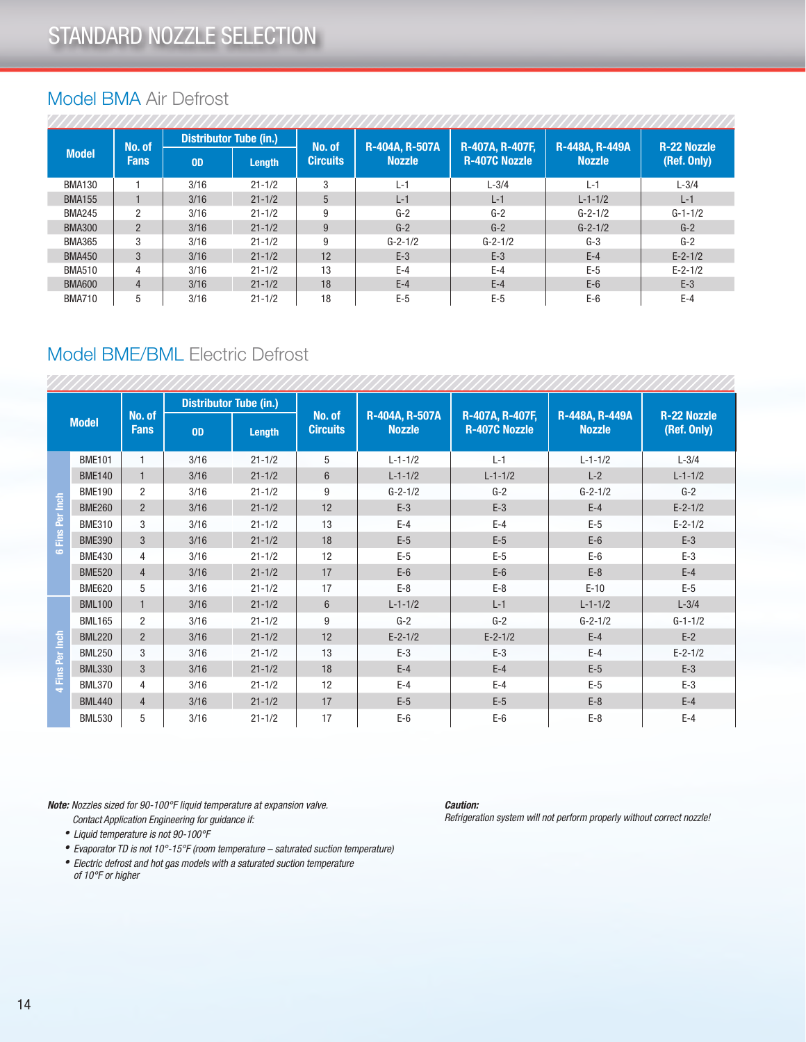# STANDARD NOZZLE SELECTION

## Model BMA Air Defrost

| Model | No. of Fans | Distributor Tube (in.) | | No. of Circuits | R-404A, R-507A Nozzle | R-407A, R-407F, R-407C Nozzle | R-448A, R-449A Nozzle | R-22 Nozzle (Ref. Only) |
|---|---|---|---|---|---|---|---|---|
| | | OD | Length | | | | | |
| BMA130 | 1 | 3/16 | 21-1/2 | 3 | L-1 | L-3/4 | L-1 | L-3/4 |
| BMA155 | 1 | 3/16 | 21-1/2 | 5 | L-1 | L-1 | L-1-1/2 | L-1 |
| BMA245 | 2 | 3/16 | 21-1/2 | 9 | G-2 | G-2 | G-2-1/2 | G-1-1/2 |
| BMA300 | 2 | 3/16 | 21-1/2 | 9 | G-2 | G-2 | G-2-1/2 | G-2 |
| BMA365 | 3 | 3/16 | 21-1/2 | 9 | G-2-1/2 | G-2-1/2 | G-3 | G-2 |
| BMA450 | 3 | 3/16 | 21-1/2 | 12 | E-3 | E-3 | E-4 | E-2-1/2 |
| BMA510 | 4 | 3/16 | 21-1/2 | 13 | E-4 | E-4 | E-5 | E-2-1/2 |
| BMA600 | 4 | 3/16 | 21-1/2 | 18 | E-4 | E-4 | E-6 | E-3 |
| BMA710 | 5 | 3/16 | 21-1/2 | 18 | E-5 | E-5 | E-6 | E-4 |

## Model BME/BML Electric Defrost

| | Model | No. of Fans | Distributor Tube (in.) | | No. of Circuits | R-404A, R-507A Nozzle | R-407A, R-407F, R-407C Nozzle | R-448A, R-449A Nozzle | R-22 Nozzle (Ref. Only) |
|---|---|---|---|---|---|---|---|---|---|
| | | | OD | Length | | | | | |
| 6 Fins Per Inch | BME101 | 1 | 3/16 | 21-1/2 | 5 | L-1-1/2 | L-1 | L-1-1/2 | L-3/4 |
| | BME140 | 1 | 3/16 | 21-1/2 | 6 | L-1-1/2 | L-1-1/2 | L-2 | L-1-1/2 |
| | BME190 | 2 | 3/16 | 21-1/2 | 9 | G-2-1/2 | G-2 | G-2-1/2 | G-2 |
| | BME260 | 2 | 3/16 | 21-1/2 | 12 | E-3 | E-3 | E-4 | E-2-1/2 |
| | BME310 | 3 | 3/16 | 21-1/2 | 13 | E-4 | E-4 | E-5 | E-2-1/2 |
| | BME390 | 3 | 3/16 | 21-1/2 | 18 | E-5 | E-5 | E-6 | E-3 |
| | BME430 | 4 | 3/16 | 21-1/2 | 12 | E-5 | E-5 | E-6 | E-3 |
| | BME520 | 4 | 3/16 | 21-1/2 | 17 | E-6 | E-6 | E-8 | E-4 |
| | BME620 | 5 | 3/16 | 21-1/2 | 17 | E-8 | E-8 | E-10 | E-5 |
| 4 Fins Per Inch | BML100 | 1 | 3/16 | 21-1/2 | 6 | L-1-1/2 | L-1 | L-1-1/2 | L-3/4 |
| | BML165 | 2 | 3/16 | 21-1/2 | 9 | G-2 | G-2 | G-2-1/2 | G-1-1/2 |
| | BML220 | 2 | 3/16 | 21-1/2 | 12 | E-2-1/2 | E-2-1/2 | E-4 | E-2 |
| | BML250 | 3 | 3/16 | 21-1/2 | 13 | E-3 | E-3 | E-4 | E-2-1/2 |
| | BML330 | 3 | 3/16 | 21-1/2 | 18 | E-4 | E-4 | E-5 | E-3 |
| | BML370 | 4 | 3/16 | 21-1/2 | 12 | E-4 | E-4 | E-5 | E-3 |
| | BML440 | 4 | 3/16 | 21-1/2 | 17 | E-5 | E-5 | E-8 | E-4 |
| | BML530 | 5 | 3/16 | 21-1/2 | 17 | E-6 | E-6 | E-8 | E-4 |

***Note:*** *Nozzles sized for 90-100°F liquid temperature at expansion valve.*
*Contact Application Engineering for guidance if:*

- *Liquid temperature is not 90-100°F*
- *Evaporator TD is not 10°-15°F (room temperature – saturated suction temperature)*
- *Electric defrost and hot gas models with a saturated suction temperature of 10°F or higher*

***Caution:***
*Refrigeration system will not perform properly without correct nozzle!*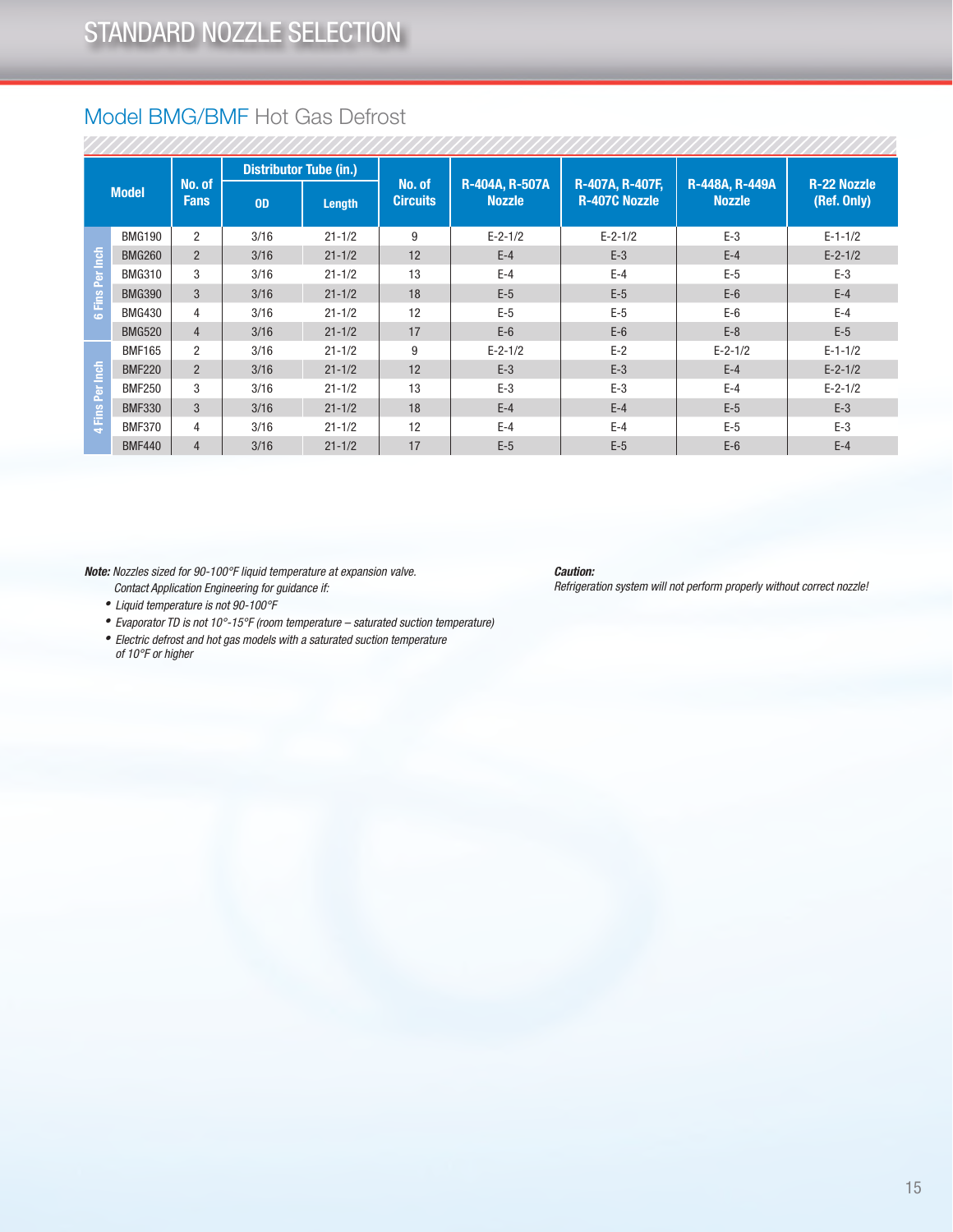# STANDARD NOZZLE SELECTION

## Model BMG/BMF Hot Gas Defrost

| | Model | No. of Fans | Distributor Tube (in.) | | No. of Circuits | R-404A, R-507A Nozzle | R-407A, R-407F, R-407C Nozzle | R-448A, R-449A Nozzle | R-22 Nozzle (Ref. Only) |
|---|---|---|---|---|---|---|---|---|---|
| | | | OD | Length | | | | | |
| 6 Fins Per Inch | BMG190 | 2 | 3/16 | 21-1/2 | 9 | E-2-1/2 | E-2-1/2 | E-3 | E-1-1/2 |
| 6 Fins Per Inch | BMG260 | 2 | 3/16 | 21-1/2 | 12 | E-4 | E-3 | E-4 | E-2-1/2 |
| 6 Fins Per Inch | BMG310 | 3 | 3/16 | 21-1/2 | 13 | E-4 | E-4 | E-5 | E-3 |
| 6 Fins Per Inch | BMG390 | 3 | 3/16 | 21-1/2 | 18 | E-5 | E-5 | E-6 | E-4 |
| 6 Fins Per Inch | BMG430 | 4 | 3/16 | 21-1/2 | 12 | E-5 | E-5 | E-6 | E-4 |
| 6 Fins Per Inch | BMG520 | 4 | 3/16 | 21-1/2 | 17 | E-6 | E-6 | E-8 | E-5 |
| 4 Fins Per Inch | BMF165 | 2 | 3/16 | 21-1/2 | 9 | E-2-1/2 | E-2 | E-2-1/2 | E-1-1/2 |
| 4 Fins Per Inch | BMF220 | 2 | 3/16 | 21-1/2 | 12 | E-3 | E-3 | E-4 | E-2-1/2 |
| 4 Fins Per Inch | BMF250 | 3 | 3/16 | 21-1/2 | 13 | E-3 | E-3 | E-4 | E-2-1/2 |
| 4 Fins Per Inch | BMF330 | 3 | 3/16 | 21-1/2 | 18 | E-4 | E-4 | E-5 | E-3 |
| 4 Fins Per Inch | BMF370 | 4 | 3/16 | 21-1/2 | 12 | E-4 | E-4 | E-5 | E-3 |
| 4 Fins Per Inch | BMF440 | 4 | 3/16 | 21-1/2 | 17 | E-5 | E-5 | E-6 | E-4 |

***Note:*** *Nozzles sized for 90-100°F liquid temperature at expansion valve.*
*Contact Application Engineering for guidance if:*

- *Liquid temperature is not 90-100°F*
- *Evaporator TD is not 10°-15°F (room temperature – saturated suction temperature)*
- *Electric defrost and hot gas models with a saturated suction temperature of 10°F or higher*

***Caution:***
*Refrigeration system will not perform properly without correct nozzle!*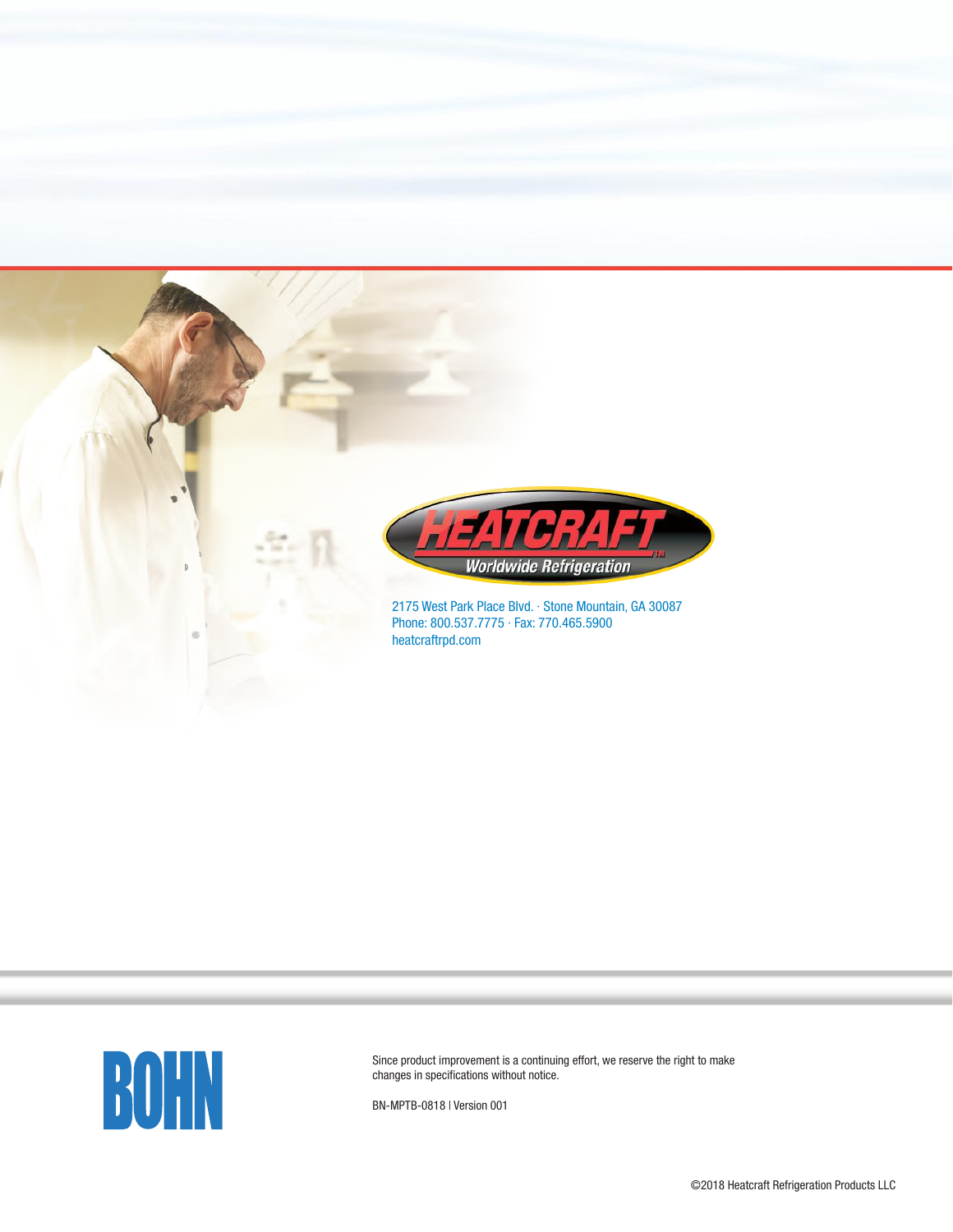HEATCRAFT

Worldwide Refrigeration

2175 West Park Place Blvd. · Stone Mountain, GA 30087
Phone: 800.537.7775 · Fax: 770.465.5900
heatcraftrpd.com

BOHN

Since product improvement is a continuing effort, we reserve the right to make changes in specifications without notice.

BN-MPTB-0818 | Version 001

©2018 Heatcraft Refrigeration Products LLC